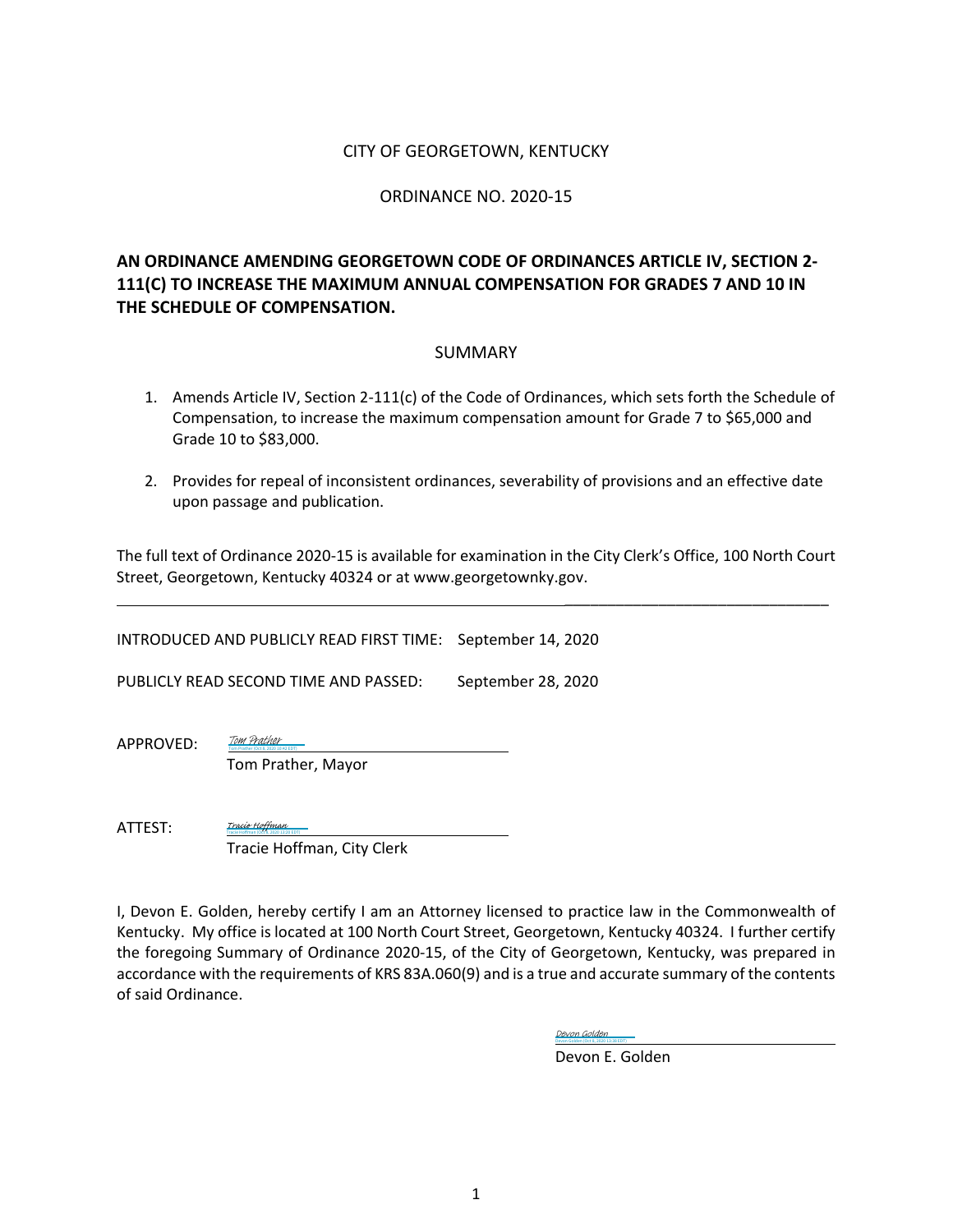CITY OF GEORGETOWN, KENTUCKY

ORDINANCE NO. 2020-15

**AN ORDINANCE AMENDING GEORGETOWN CODE OF ORDINANCES ARTICLE IV, SECTION 2-111(C) TO INCREASE THE MAXIMUM ANNUAL COMPENSATION FOR GRADES 7 AND 10 IN THE SCHEDULE OF COMPENSATION.**

SUMMARY

1. Amends Article IV, Section 2-111(c) of the Code of Ordinances, which sets forth the Schedule of Compensation, to increase the maximum compensation amount for Grade 7 to $65,000 and Grade 10 to $83,000.
2. Provides for repeal of inconsistent ordinances, severability of provisions and an effective date upon passage and publication.

The full text of Ordinance 2020-15 is available for examination in the City Clerk's Office, 100 North Court Street, Georgetown, Kentucky 40324 or at www.georgetownky.gov.

---

INTRODUCED AND PUBLICLY READ FIRST TIME: September 14, 2020

PUBLICLY READ SECOND TIME AND PASSED: September 28, 2020

APPROVED: *Tom Prather*
Tom Prather, Mayor

ATTEST: *Tracie Hoffman*
Tracie Hoffman, City Clerk

I, Devon E. Golden, hereby certify I am an Attorney licensed to practice law in the Commonwealth of Kentucky. My office is located at 100 North Court Street, Georgetown, Kentucky 40324. I further certify the foregoing Summary of Ordinance 2020-15, of the City of Georgetown, Kentucky, was prepared in accordance with the requirements of KRS 83A.060(9) and is a true and accurate summary of the contents of said Ordinance.

*Devon Golden*
Devon E. Golden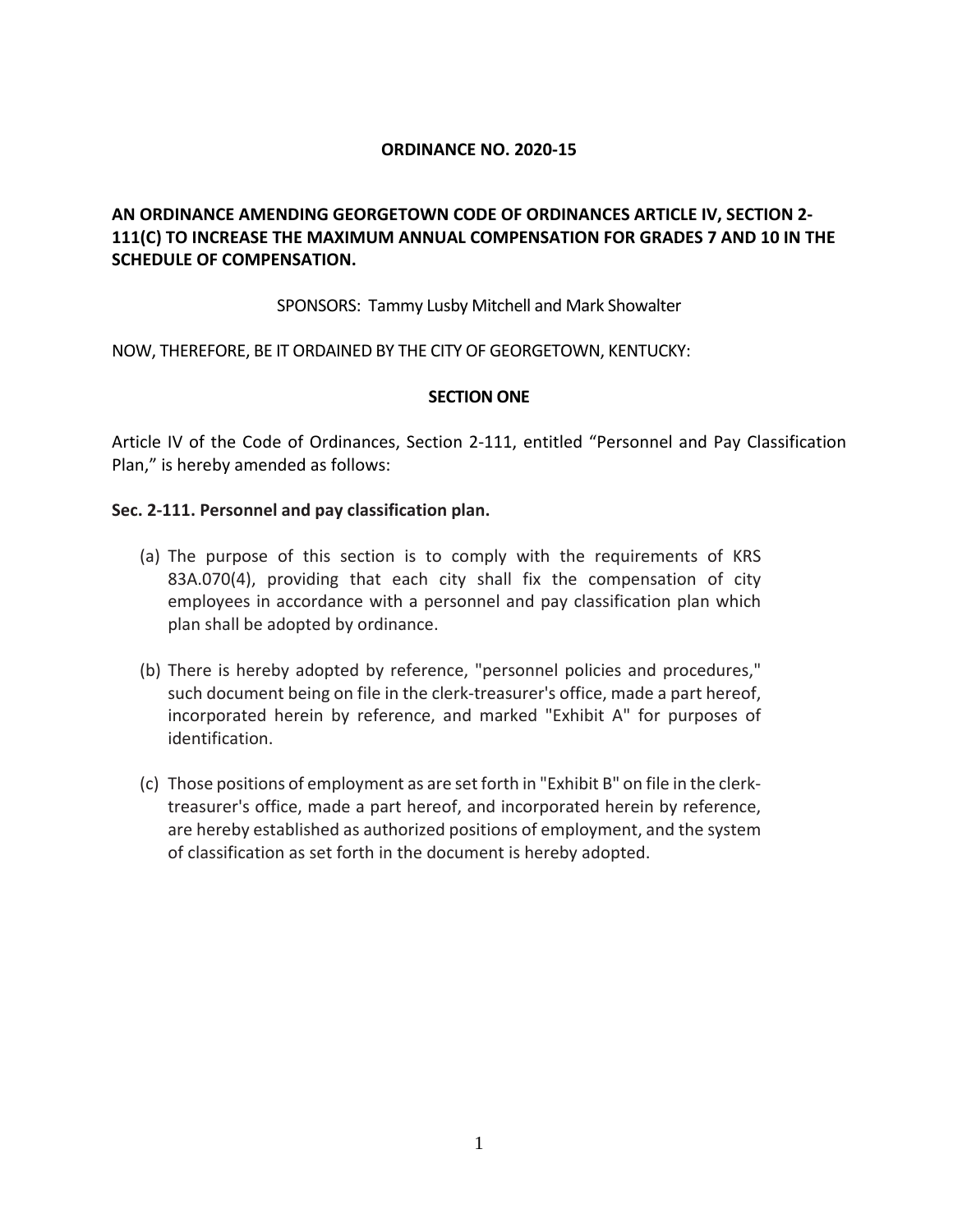**ORDINANCE NO. 2020-15**

**AN ORDINANCE AMENDING GEORGETOWN CODE OF ORDINANCES ARTICLE IV, SECTION 2-111(C) TO INCREASE THE MAXIMUM ANNUAL COMPENSATION FOR GRADES 7 AND 10 IN THE SCHEDULE OF COMPENSATION.**

SPONSORS: Tammy Lusby Mitchell and Mark Showalter

NOW, THEREFORE, BE IT ORDAINED BY THE CITY OF GEORGETOWN, KENTUCKY:

**SECTION ONE**

Article IV of the Code of Ordinances, Section 2-111, entitled "Personnel and Pay Classification Plan," is hereby amended as follows:

**Sec. 2-111. Personnel and pay classification plan.**

(a) The purpose of this section is to comply with the requirements of KRS 83A.070(4), providing that each city shall fix the compensation of city employees in accordance with a personnel and pay classification plan which plan shall be adopted by ordinance.

(b) There is hereby adopted by reference, "personnel policies and procedures," such document being on file in the clerk-treasurer's office, made a part hereof, incorporated herein by reference, and marked "Exhibit A" for purposes of identification.

(c) Those positions of employment as are set forth in "Exhibit B" on file in the clerk-treasurer's office, made a part hereof, and incorporated herein by reference, are hereby established as authorized positions of employment, and the system of classification as set forth in the document is hereby adopted.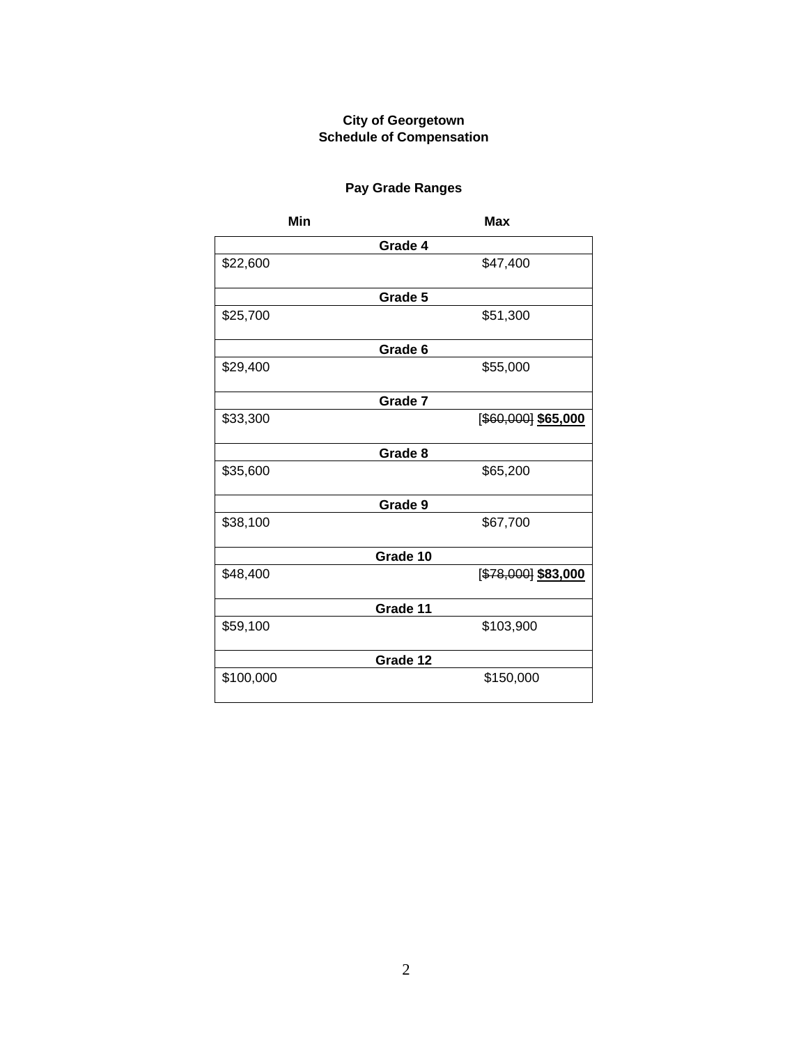**City of Georgetown**
**Schedule of Compensation**

**Pay Grade Ranges**

| Min | Max |
|---|---|
| **Grade 4** | |
| $22,600 | $47,400 |
| **Grade 5** | |
| $25,700 | $51,300 |
| **Grade 6** | |
| $29,400 | $55,000 |
| **Grade 7** | |
| $33,300 | [~~$60,000~~] **$65,000** |
| **Grade 8** | |
| $35,600 | $65,200 |
| **Grade 9** | |
| $38,100 | $67,700 |
| **Grade 10** | |
| $48,400 | [~~$78,000~~] **$83,000** |
| **Grade 11** | |
| $59,100 | $103,900 |
| **Grade 12** | |
| $100,000 | $150,000 |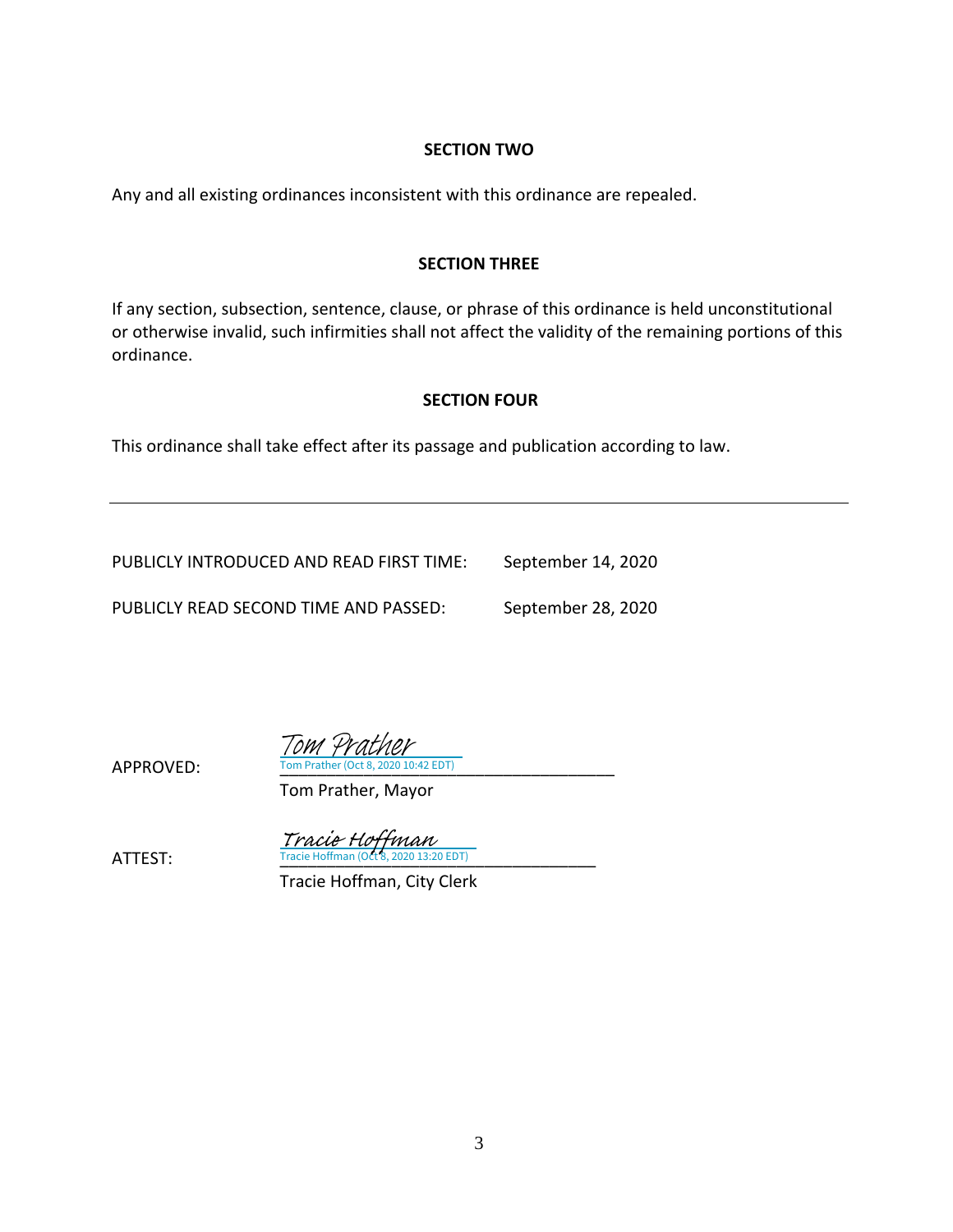**SECTION TWO**

Any and all existing ordinances inconsistent with this ordinance are repealed.

**SECTION THREE**

If any section, subsection, sentence, clause, or phrase of this ordinance is held unconstitutional or otherwise invalid, such infirmities shall not affect the validity of the remaining portions of this ordinance.

**SECTION FOUR**

This ordinance shall take effect after its passage and publication according to law.

---

PUBLICLY INTRODUCED AND READ FIRST TIME: September 14, 2020

PUBLICLY READ SECOND TIME AND PASSED: September 28, 2020

APPROVED: Tom Prather
Tom Prather (Oct 8, 2020 10:42 EDT)
Tom Prather, Mayor

ATTEST: Tracie Hoffman
Tracie Hoffman (Oct 8, 2020 13:20 EDT)
Tracie Hoffman, City Clerk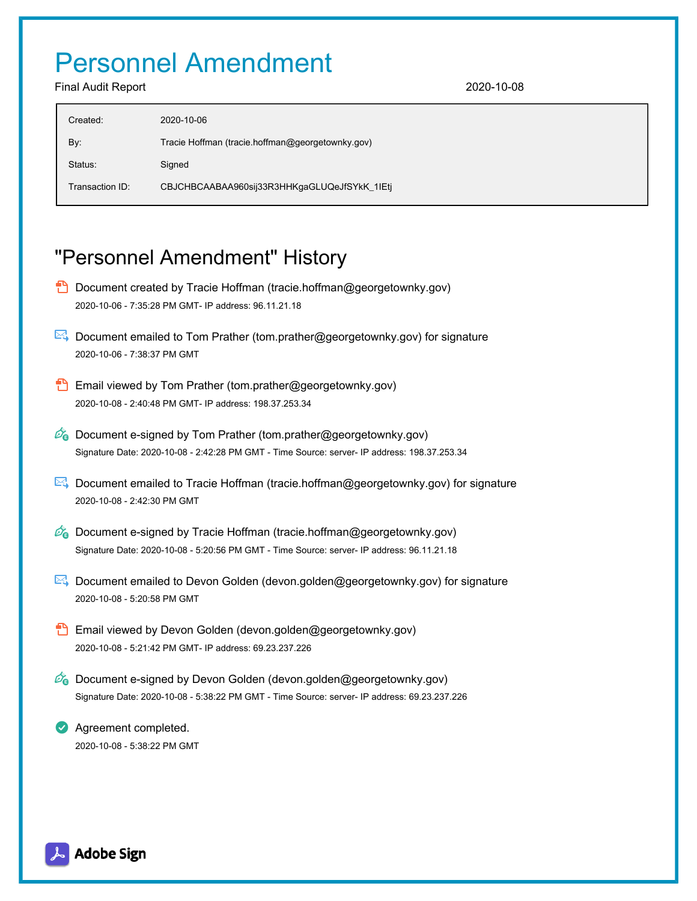# Personnel Amendment

Final Audit Report 2020-10-08

| | |
|---|---|
| Created: | 2020-10-06 |
| By: | Tracie Hoffman (tracie.hoffman@georgetownky.gov) |
| Status: | Signed |
| Transaction ID: | CBJCHBCAABAA960sij33R3HHKgaGLUQeJfSYkK_1IEtj |

## "Personnel Amendment" History

- Document created by Tracie Hoffman (tracie.hoffman@georgetownky.gov)
  2020-10-06 - 7:35:28 PM GMT- IP address: 96.11.21.18

- Document emailed to Tom Prather (tom.prather@georgetownky.gov) for signature
  2020-10-06 - 7:38:37 PM GMT

- Email viewed by Tom Prather (tom.prather@georgetownky.gov)
  2020-10-08 - 2:40:48 PM GMT- IP address: 198.37.253.34

- Document e-signed by Tom Prather (tom.prather@georgetownky.gov)
  Signature Date: 2020-10-08 - 2:42:28 PM GMT - Time Source: server- IP address: 198.37.253.34

- Document emailed to Tracie Hoffman (tracie.hoffman@georgetownky.gov) for signature
  2020-10-08 - 2:42:30 PM GMT

- Document e-signed by Tracie Hoffman (tracie.hoffman@georgetownky.gov)
  Signature Date: 2020-10-08 - 5:20:56 PM GMT - Time Source: server- IP address: 96.11.21.18

- Document emailed to Devon Golden (devon.golden@georgetownky.gov) for signature
  2020-10-08 - 5:20:58 PM GMT

- Email viewed by Devon Golden (devon.golden@georgetownky.gov)
  2020-10-08 - 5:21:42 PM GMT- IP address: 69.23.237.226

- Document e-signed by Devon Golden (devon.golden@georgetownky.gov)
  Signature Date: 2020-10-08 - 5:38:22 PM GMT - Time Source: server- IP address: 69.23.237.226

- Agreement completed.
  2020-10-08 - 5:38:22 PM GMT

Adobe Sign